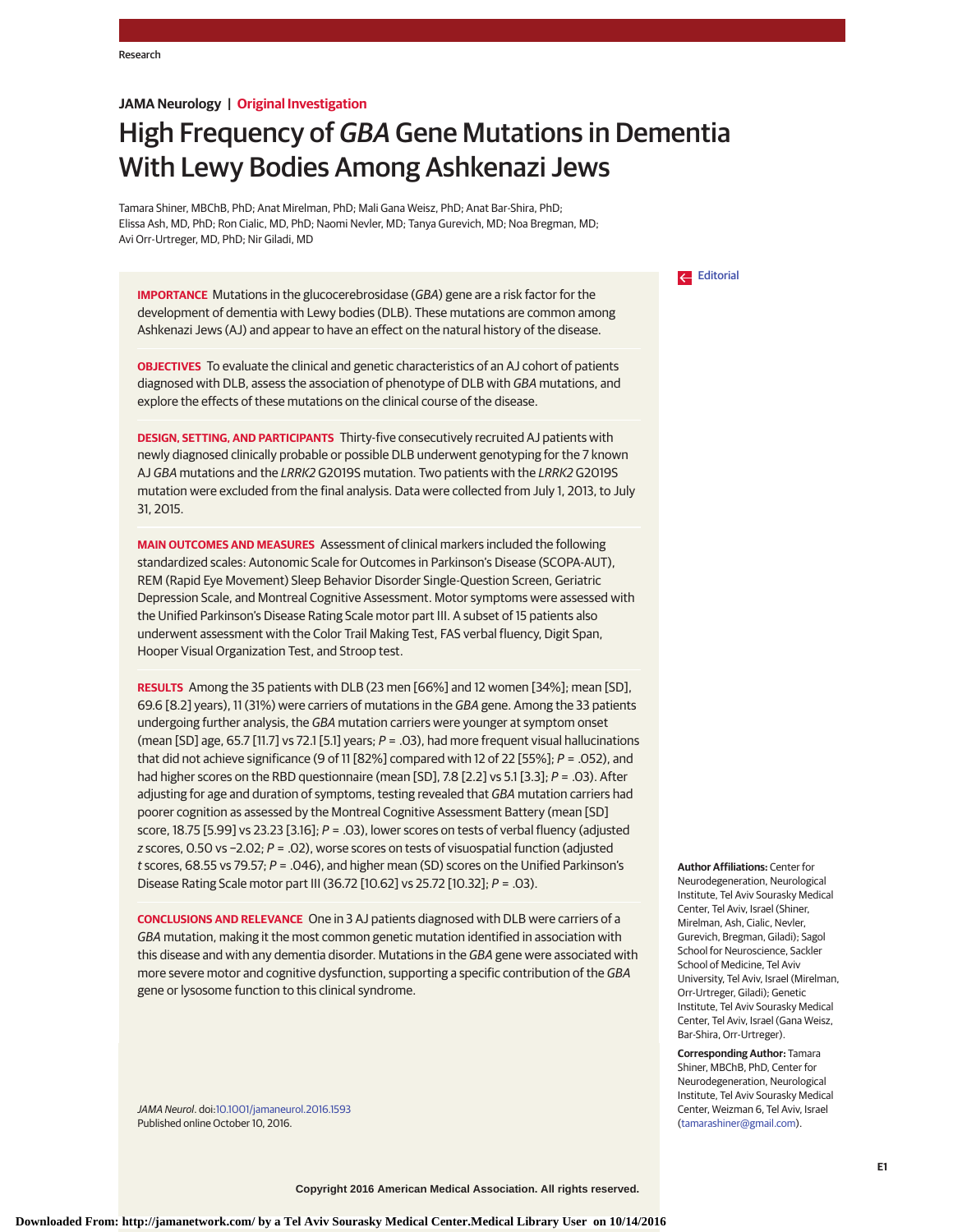JAMA Neurology | Original Investigation

# High Frequency of *GBA* Gene Mutations in Dementia With Lewy Bodies Among Ashkenazi Jews

Tamara Shiner, MBChB, PhD; Anat Mirelman, PhD; Mali Gana Weisz, PhD; Anat Bar-Shira, PhD; Elissa Ash, MD, PhD; Ron Cialic, MD, PhD; Naomi Nevler, MD; Tanya Gurevich, MD; Noa Bregman, MD; Avi Orr-Urtreger, MD, PhD; Nir Giladi, MD

Editorial

**IMPORTANCE** Mutations in the glucocerebrosidase (*GBA*) gene are a risk factor for the development of dementia with Lewy bodies (DLB). These mutations are common among Ashkenazi Jews (AJ) and appear to have an effect on the natural history of the disease.

**OBJECTIVES** To evaluate the clinical and genetic characteristics of an AJ cohort of patients diagnosed with DLB, assess the association of phenotype of DLB with *GBA* mutations, and explore the effects of these mutations on the clinical course of the disease.

**DESIGN, SETTING, AND PARTICIPANTS** Thirty-five consecutively recruited AJ patients with newly diagnosed clinically probable or possible DLB underwent genotyping for the 7 known AJ *GBA* mutations and the *LRRK2* G2019S mutation. Two patients with the *LRRK2* G2019S mutation were excluded from the final analysis. Data were collected from July 1, 2013, to July 31, 2015.

**MAIN OUTCOMES AND MEASURES** Assessment of clinical markers included the following standardized scales: Autonomic Scale for Outcomes in Parkinson's Disease (SCOPA-AUT), REM (Rapid Eye Movement) Sleep Behavior Disorder Single-Question Screen, Geriatric Depression Scale, and Montreal Cognitive Assessment. Motor symptoms were assessed with the Unified Parkinson's Disease Rating Scale motor part III. A subset of 15 patients also underwent assessment with the Color Trail Making Test, FAS verbal fluency, Digit Span, Hooper Visual Organization Test, and Stroop test.

**RESULTS** Among the 35 patients with DLB (23 men [66%] and 12 women [34%]; mean [SD], 69.6 [8.2] years), 11 (31%) were carriers of mutations in the *GBA* gene. Among the 33 patients undergoing further analysis, the *GBA* mutation carriers were younger at symptom onset (mean [SD] age, 65.7 [11.7] vs 72.1 [5.1] years; $P = .03$), had more frequent visual hallucinations that did not achieve significance (9 of 11 [82%] compared with 12 of 22 [55%]; $P = .052$), and had higher scores on the RBD questionnaire (mean [SD], 7.8 [2.2] vs 5.1 [3.3]; $P = .03$). After adjusting for age and duration of symptoms, testing revealed that *GBA* mutation carriers had poorer cognition as assessed by the Montreal Cognitive Assessment Battery (mean [SD] score, 18.75 [5.99] vs 23.23 [3.16]; $P = .03$), lower scores on tests of verbal fluency (adjusted *z* scores, 0.50 vs −2.02; $P = .02$), worse scores on tests of visuospatial function (adjusted *t* scores, 68.55 vs 79.57; $P = .046$), and higher mean (SD) scores on the Unified Parkinson's Disease Rating Scale motor part III (36.72 [10.62] vs 25.72 [10.32]; $P = .03$).

**CONCLUSIONS AND RELEVANCE** One in 3 AJ patients diagnosed with DLB were carriers of a *GBA* mutation, making it the most common genetic mutation identified in association with this disease and with any dementia disorder. Mutations in the *GBA* gene were associated with more severe motor and cognitive dysfunction, supporting a specific contribution of the *GBA* gene or lysosome function to this clinical syndrome.

*JAMA Neurol*. doi:10.1001/jamaneurol.2016.1593
Published online October 10, 2016.

**Author Affiliations:** Center for Neurodegeneration, Neurological Institute, Tel Aviv Sourasky Medical Center, Tel Aviv, Israel (Shiner, Mirelman, Ash, Cialic, Nevler, Gurevich, Bregman, Giladi); Sagol School for Neuroscience, Sackler School of Medicine, Tel Aviv University, Tel Aviv, Israel (Mirelman, Orr-Urtreger, Giladi); Genetic Institute, Tel Aviv Sourasky Medical Center, Tel Aviv, Israel (Gana Weisz, Bar-Shira, Orr-Urtreger).

**Corresponding Author:** Tamara Shiner, MBChB, PhD, Center for Neurodegeneration, Neurological Institute, Tel Aviv Sourasky Medical Center, Weizman 6, Tel Aviv, Israel (tamarashiner@gmail.com).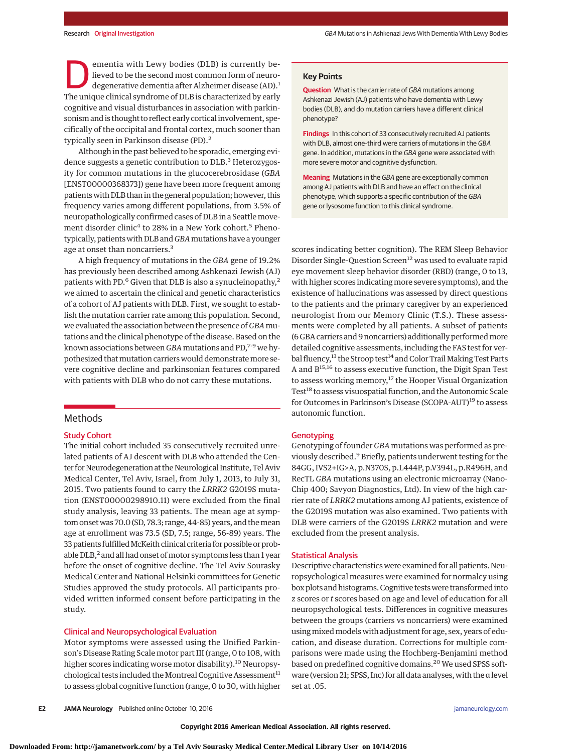Dementia with Lewy bodies (DLB) is currently believed to be the second most common form of neurodegenerative dementia after Alzheimer disease (AD).[1] The unique clinical syndrome of DLB is characterized by early cognitive and visual disturbances in association with parkinsonism and is thought to reflect early cortical involvement, specifically of the occipital and frontal cortex, much sooner than typically seen in Parkinson disease (PD).[2]

Although in the past believed to be sporadic, emerging evidence suggests a genetic contribution to DLB.[3] Heterozygosity for common mutations in the glucocerebrosidase (*GBA* [ENST00000368373]) gene have been more frequent among patients with DLB than in the general population; however, this frequency varies among different populations, from 3.5% of neuropathologically confirmed cases of DLB in a Seattle movement disorder clinic[4] to 28% in a New York cohort.[5] Phenotypically, patients with DLB and *GBA* mutations have a younger age at onset than noncarriers.[3]

A high frequency of mutations in the *GBA* gene of 19.2% has previously been described among Ashkenazi Jewish (AJ) patients with PD.[6] Given that DLB is also a synucleinopathy,[2] we aimed to ascertain the clinical and genetic characteristics of a cohort of AJ patients with DLB. First, we sought to establish the mutation carrier rate among this population. Second, we evaluated the association between the presence of *GBA* mutations and the clinical phenotype of the disease. Based on the known associations between *GBA* mutations and PD,[7-9] we hypothesized that mutation carriers would demonstrate more severe cognitive decline and parkinsonian features compared with patients with DLB who do not carry these mutations.

> **Key Points**
>
> **Question** What is the carrier rate of *GBA* mutations among Ashkenazi Jewish (AJ) patients who have dementia with Lewy bodies (DLB), and do mutation carriers have a different clinical phenotype?
>
> **Findings** In this cohort of 33 consecutively recruited AJ patients with DLB, almost one-third were carriers of mutations in the *GBA* gene. In addition, mutations in the *GBA* gene were associated with more severe motor and cognitive dysfunction.
>
> **Meaning** Mutations in the *GBA* gene are exceptionally common among AJ patients with DLB and have an effect on the clinical phenotype, which supports a specific contribution of the *GBA* gene or lysosome function to this clinical syndrome.

## Methods

### Study Cohort

The initial cohort included 35 consecutively recruited unrelated patients of AJ descent with DLB who attended the Center for Neurodegeneration at the Neurological Institute, Tel Aviv Medical Center, Tel Aviv, Israel, from July 1, 2013, to July 31, 2015. Two patients found to carry the *LRRK2* G2019S mutation (ENST00000298910.11) were excluded from the final study analysis, leaving 33 patients. The mean age at symptom onset was 70.0 (SD, 78.3; range, 44-85) years, and the mean age at enrollment was 73.5 (SD, 7.5; range, 56-89) years. The 33 patients fulfilled McKeith clinical criteria for possible or probable DLB,[2] and all had onset of motor symptoms less than 1 year before the onset of cognitive decline. The Tel Aviv Sourasky Medical Center and National Helsinki committees for Genetic Studies approved the study protocols. All participants provided written informed consent before participating in the study.

### Clinical and Neuropsychological Evaluation

Motor symptoms were assessed using the Unified Parkinson's Disease Rating Scale motor part III (range, 0 to 108, with higher scores indicating worse motor disability).[10] Neuropsychological tests included the Montreal Cognitive Assessment[11] to assess global cognitive function (range, 0 to 30, with higher scores indicating better cognition). The REM Sleep Behavior Disorder Single-Question Screen[12] was used to evaluate rapid eye movement sleep behavior disorder (RBD) (range, 0 to 13, with higher scores indicating more severe symptoms), and the existence of hallucinations was assessed by direct questions to the patients and the primary caregiver by an experienced neurologist from our Memory Clinic (T.S.). These assessments were completed by all patients. A subset of patients (6 GBA carriers and 9 noncarriers) additionally performed more detailed cognitive assessments, including the FAS test for verbal fluency,[13] the Stroop test[14] and Color Trail Making Test Parts A and B[15,16] to assess executive function, the Digit Span Test to assess working memory,[17] the Hooper Visual Organization Test[18] to assess visuospatial function, and the Autonomic Scale for Outcomes in Parkinson's Disease (SCOPA-AUT)[19] to assess autonomic function.

### Genotyping

Genotyping of founder *GBA* mutations was performed as previously described.[9] Briefly, patients underwent testing for the 84GG, IVS2+IG>A, p.N370S, p.L444P, p.V394L, p.R496H, and RecTL *GBA* mutations using an electronic microarray (NanoChip 400; Savyon Diagnostics, Ltd). In view of the high carrier rate of *LRRK2* mutations among AJ patients, existence of the G2019S mutation was also examined. Two patients with DLB were carriers of the G2019S *LRRK2* mutation and were excluded from the present analysis.

### Statistical Analysis

Descriptive characteristics were examined for all patients. Neuropsychological measures were examined for normalcy using box plots and histograms. Cognitive tests were transformed into z scores or *t* scores based on age and level of education for all neuropsychological tests. Differences in cognitive measures between the groups (carriers vs noncarriers) were examined using mixed models with adjustment for age, sex, years of education, and disease duration. Corrections for multiple comparisons were made using the Hochberg-Benjamini method based on predefined cognitive domains.[20] We used SPSS software (version 21; SPSS, Inc) for all data analyses, with the α level set at .05.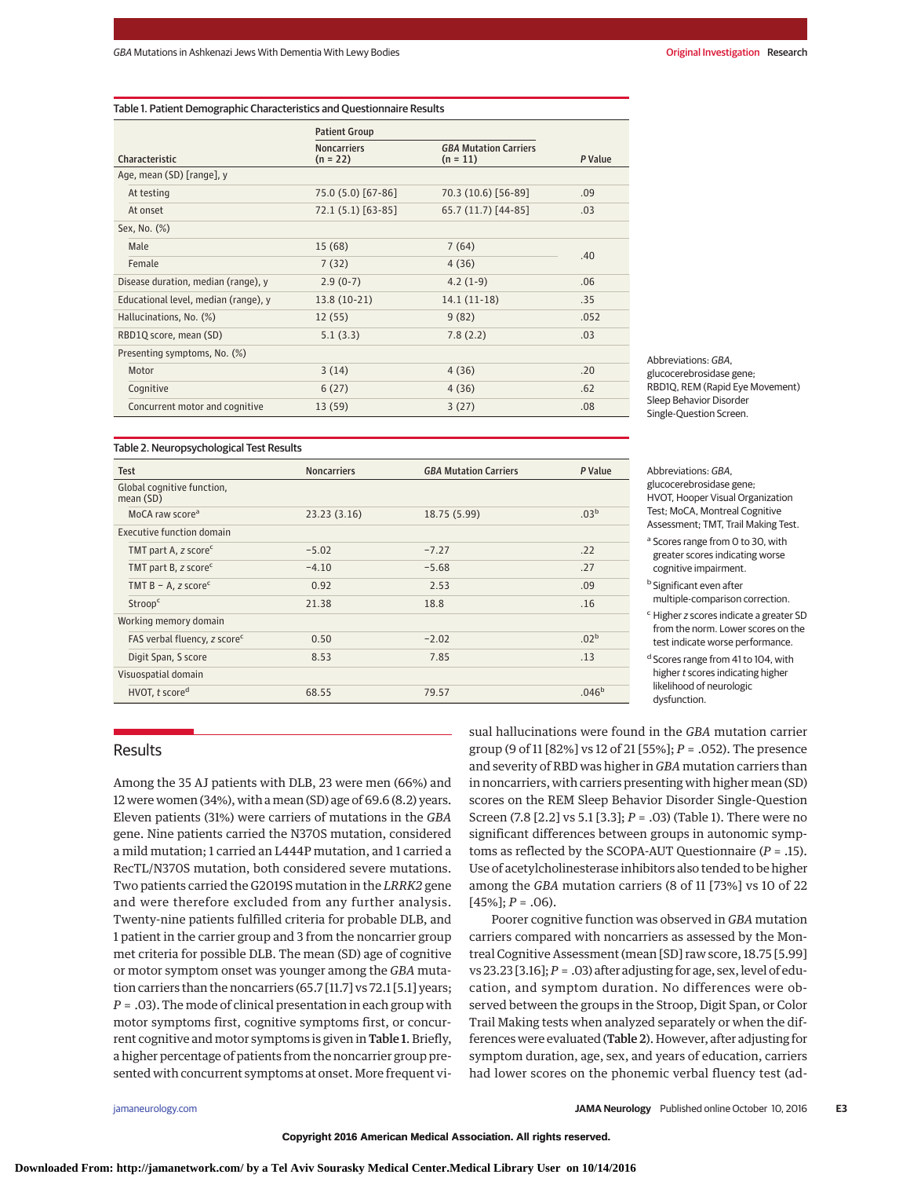Table 1. Patient Demographic Characteristics and Questionnaire Results

| Characteristic | Patient Group | | P Value |
|---|---|---|---|
| | Noncarriers (n = 22) | *GBA* Mutation Carriers (n = 11) | |
| Age, mean (SD) [range], y | | | |
| At testing | 75.0 (5.0) [67-86] | 70.3 (10.6) [56-89] | .09 |
| At onset | 72.1 (5.1) [63-85] | 65.7 (11.7) [44-85] | .03 |
| Sex, No. (%) | | | |
| Male | 15 (68) | 7 (64) | .40 |
| Female | 7 (32) | 4 (36) | |
| Disease duration, median (range), y | 2.9 (0-7) | 4.2 (1-9) | .06 |
| Educational level, median (range), y | 13.8 (10-21) | 14.1 (11-18) | .35 |
| Hallucinations, No. (%) | 12 (55) | 9 (82) | .052 |
| RBD1Q score, mean (SD) | 5.1 (3.3) | 7.8 (2.2) | .03 |
| Presenting symptoms, No. (%) | | | |
| Motor | 3 (14) | 4 (36) | .20 |
| Cognitive | 6 (27) | 4 (36) | .62 |
| Concurrent motor and cognitive | 13 (59) | 3 (27) | .08 |

Abbreviations: *GBA*, glucocerebrosidase gene; RBD1Q, REM (Rapid Eye Movement) Sleep Behavior Disorder Single-Question Screen.

Table 2. Neuropsychological Test Results

| Test | Noncarriers | *GBA* Mutation Carriers | P Value |
|---|---|---|---|
| Global cognitive function, mean (SD) | | | |
| MoCA raw score[a] | 23.23 (3.16) | 18.75 (5.99) | .03[b] |
| Executive function domain | | | |
| TMT part A, z score[c] | −5.02 | −7.27 | .22 |
| TMT part B, z score[c] | −4.10 | −5.68 | .27 |
| TMT B − A, z score[c] | 0.92 | 2.53 | .09 |
| Stroop[c] | 21.38 | 18.8 | .16 |
| Working memory domain | | | |
| FAS verbal fluency, z score[c] | 0.50 | −2.02 | .02[b] |
| Digit Span, S score | 8.53 | 7.85 | .13 |
| Visuospatial domain | | | |
| HVOT, t score[d] | 68.55 | 79.57 | .046[b] |

Abbreviations: *GBA*, glucocerebrosidase gene; HVOT, Hooper Visual Organization Test; MoCA, Montreal Cognitive Assessment; TMT, Trail Making Test.

[a] Scores range from 0 to 30, with greater scores indicating worse cognitive impairment.

[b] Significant even after multiple-comparison correction.

[c] Higher z scores indicate a greater SD from the norm. Lower scores on the test indicate worse performance.

[d] Scores range from 41 to 104, with higher t scores indicating higher likelihood of neurologic dysfunction.

## Results

Among the 35 AJ patients with DLB, 23 were men (66%) and 12 were women (34%), with a mean (SD) age of 69.6 (8.2) years. Eleven patients (31%) were carriers of mutations in the *GBA* gene. Nine patients carried the N370S mutation, considered a mild mutation; 1 carried an L444P mutation, and 1 carried a RecTL/N370S mutation, both considered severe mutations. Two patients carried the G2019S mutation in the *LRRK2* gene and were therefore excluded from any further analysis. Twenty-nine patients fulfilled criteria for probable DLB, and 1 patient in the carrier group and 3 from the noncarrier group met criteria for possible DLB. The mean (SD) age of cognitive or motor symptom onset was younger among the *GBA* mutation carriers than the noncarriers (65.7 [11.7] vs 72.1 [5.1] years; *P* = .03). The mode of clinical presentation in each group with motor symptoms first, cognitive symptoms first, or concurrent cognitive and motor symptoms is given in Table 1. Briefly, a higher percentage of patients from the noncarrier group presented with concurrent symptoms at onset. More frequent visual hallucinations were found in the *GBA* mutation carrier group (9 of 11 [82%] vs 12 of 21 [55%]; *P* = .052). The presence and severity of RBD was higher in *GBA* mutation carriers than in noncarriers, with carriers presenting with higher mean (SD) scores on the REM Sleep Behavior Disorder Single-Question Screen (7.8 [2.2] vs 5.1 [3.3]; *P* = .03) (Table 1). There were no significant differences between groups in autonomic symptoms as reflected by the SCOPA-AUT Questionnaire (*P* = .15). Use of acetylcholinesterase inhibitors also tended to be higher among the *GBA* mutation carriers (8 of 11 [73%] vs 10 of 22 [45%]; *P* = .06).

Poorer cognitive function was observed in *GBA* mutation carriers compared with noncarriers as assessed by the Montreal Cognitive Assessment (mean [SD] raw score, 18.75 [5.99] vs 23.23 [3.16]; *P* = .03) after adjusting for age, sex, level of education, and symptom duration. No differences were observed between the groups in the Stroop, Digit Span, or Color Trail Making tests when analyzed separately or when the differences were evaluated (Table 2). However, after adjusting for symptom duration, age, sex, and years of education, carriers had lower scores on the phonemic verbal fluency test (ad-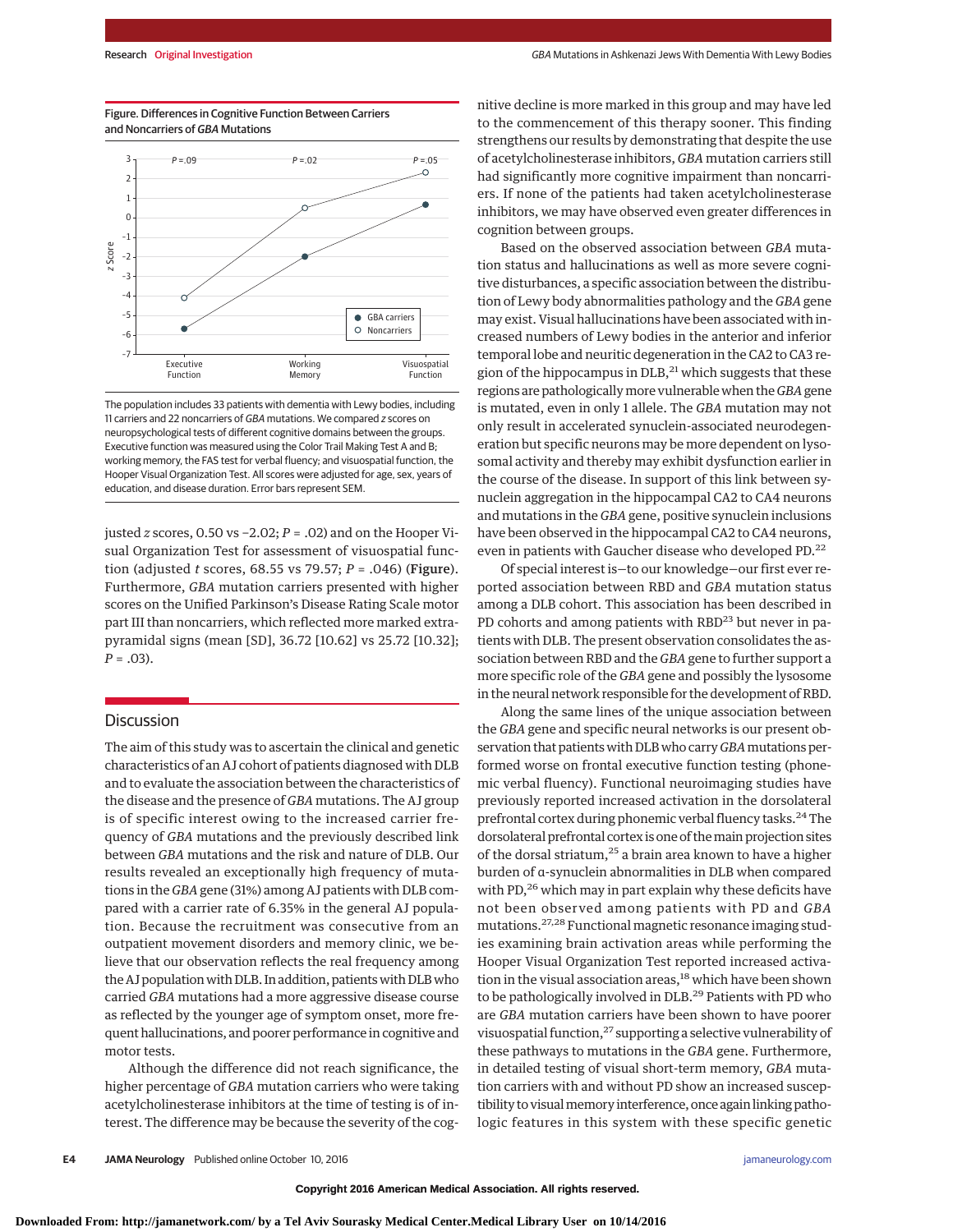Figure. Differences in Cognitive Function Between Carriers and Noncarriers of *GBA* Mutations

P = .09
P = .02
P = .05

z Score

3
2
1
0
-1
-2
-3
-4
-5
-6
-7

Executive Function
Working Memory
Visuospatial Function

GBA carriers
Noncarriers

The population includes 33 patients with dementia with Lewy bodies, including 11 carriers and 22 noncarriers of *GBA* mutations. We compared *z* scores on neuropsychological tests of different cognitive domains between the groups. Executive function was measured using the Color Trail Making Test A and B; working memory, the FAS test for verbal fluency; and visuospatial function, the Hooper Visual Organization Test. All scores were adjusted for age, sex, years of education, and disease duration. Error bars represent SEM.

justed *z* scores, 0.50 vs −2.02; *P* = .02) and on the Hooper Visual Organization Test for assessment of visuospatial function (adjusted *t* scores, 68.55 vs 79.57; *P* = .046) (**Figure**). Furthermore, *GBA* mutation carriers presented with higher scores on the Unified Parkinson's Disease Rating Scale motor part III than noncarriers, which reflected more marked extrapyramidal signs (mean [SD], 36.72 [10.62] vs 25.72 [10.32]; *P* = .03).

## Discussion

The aim of this study was to ascertain the clinical and genetic characteristics of an AJ cohort of patients diagnosed with DLB and to evaluate the association between the characteristics of the disease and the presence of *GBA* mutations. The AJ group is of specific interest owing to the increased carrier frequency of *GBA* mutations and the previously described link between *GBA* mutations and the risk and nature of DLB. Our results revealed an exceptionally high frequency of mutations in the *GBA* gene (31%) among AJ patients with DLB compared with a carrier rate of 6.35% in the general AJ population. Because the recruitment was consecutive from an outpatient movement disorders and memory clinic, we believe that our observation reflects the real frequency among the AJ population with DLB. In addition, patients with DLB who carried *GBA* mutations had a more aggressive disease course as reflected by the younger age of symptom onset, more frequent hallucinations, and poorer performance in cognitive and motor tests.

Although the difference did not reach significance, the higher percentage of *GBA* mutation carriers who were taking acetylcholinesterase inhibitors at the time of testing is of interest. The difference may be because the severity of the cognitive decline is more marked in this group and may have led to the commencement of this therapy sooner. This finding strengthens our results by demonstrating that despite the use of acetylcholinesterase inhibitors, *GBA* mutation carriers still had significantly more cognitive impairment than noncarriers. If none of the patients had taken acetylcholinesterase inhibitors, we may have observed even greater differences in cognition between groups.

Based on the observed association between *GBA* mutation status and hallucinations as well as more severe cognitive disturbances, a specific association between the distribution of Lewy body abnormalities pathology and the *GBA* gene may exist. Visual hallucinations have been associated with increased numbers of Lewy bodies in the anterior and inferior temporal lobe and neuritic degeneration in the CA2 to CA3 region of the hippocampus in DLB,[21] which suggests that these regions are pathologically more vulnerable when the *GBA* gene is mutated, even in only 1 allele. The *GBA* mutation may not only result in accelerated synuclein-associated neurodegeneration but specific neurons may be more dependent on lysosomal activity and thereby may exhibit dysfunction earlier in the course of the disease. In support of this link between synuclein aggregation in the hippocampal CA2 to CA4 neurons and mutations in the *GBA* gene, positive synuclein inclusions have been observed in the hippocampal CA2 to CA4 neurons, even in patients with Gaucher disease who developed PD.[22]

Of special interest is—to our knowledge—our first ever reported association between RBD and *GBA* mutation status among a DLB cohort. This association has been described in PD cohorts and among patients with RBD[23] but never in patients with DLB. The present observation consolidates the association between RBD and the *GBA* gene to further support a more specific role of the *GBA* gene and possibly the lysosome in the neural network responsible for the development of RBD.

Along the same lines of the unique association between the *GBA* gene and specific neural networks is our present observation that patients with DLB who carry *GBA* mutations performed worse on frontal executive function testing (phonemic verbal fluency). Functional neuroimaging studies have previously reported increased activation in the dorsolateral prefrontal cortex during phonemic verbal fluency tasks.[24] The dorsolateral prefrontal cortex is one of the main projection sites of the dorsal striatum,[25] a brain area known to have a higher burden of α-synuclein abnormalities in DLB when compared with PD,[26] which may in part explain why these deficits have not been observed among patients with PD and *GBA* mutations.[27,28] Functional magnetic resonance imaging studies examining brain activation areas while performing the Hooper Visual Organization Test reported increased activation in the visual association areas,[18] which have been shown to be pathologically involved in DLB.[29] Patients with PD who are *GBA* mutation carriers have been shown to have poorer visuospatial function,[27] supporting a selective vulnerability of these pathways to mutations in the *GBA* gene. Furthermore, in detailed testing of visual short-term memory, *GBA* mutation carriers with and without PD show an increased susceptibility to visual memory interference, once again linking pathologic features in this system with these specific genetic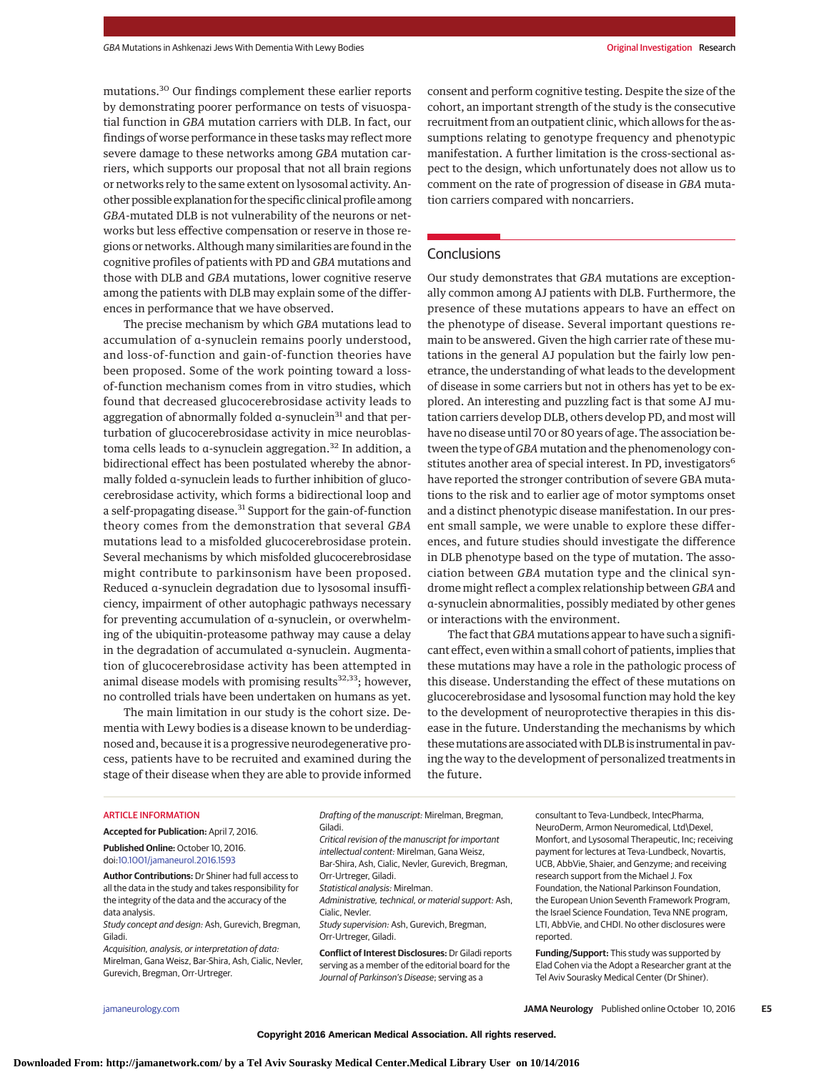mutations.[30] Our findings complement these earlier reports by demonstrating poorer performance on tests of visuospatial function in *GBA* mutation carriers with DLB. In fact, our findings of worse performance in these tasks may reflect more severe damage to these networks among *GBA* mutation carriers, which supports our proposal that not all brain regions or networks rely to the same extent on lysosomal activity. Another possible explanation for the specific clinical profile among *GBA*-mutated DLB is not vulnerability of the neurons or networks but less effective compensation or reserve in those regions or networks. Although many similarities are found in the cognitive profiles of patients with PD and *GBA* mutations and those with DLB and *GBA* mutations, lower cognitive reserve among the patients with DLB may explain some of the differences in performance that we have observed.

The precise mechanism by which *GBA* mutations lead to accumulation of α-synuclein remains poorly understood, and loss-of-function and gain-of-function theories have been proposed. Some of the work pointing toward a loss-of-function mechanism comes from in vitro studies, which found that decreased glucocerebrosidase activity leads to aggregation of abnormally folded α-synuclein[31] and that perturbation of glucocerebrosidase activity in mice neuroblastoma cells leads to α-synuclein aggregation.[32] In addition, a bidirectional effect has been postulated whereby the abnormally folded α-synuclein leads to further inhibition of glucocerebrosidase activity, which forms a bidirectional loop and a self-propagating disease.[31] Support for the gain-of-function theory comes from the demonstration that several *GBA* mutations lead to a misfolded glucocerebrosidase protein. Several mechanisms by which misfolded glucocerebrosidase might contribute to parkinsonism have been proposed. Reduced α-synuclein degradation due to lysosomal insufficiency, impairment of other autophagic pathways necessary for preventing accumulation of α-synuclein, or overwhelming of the ubiquitin-proteasome pathway may cause a delay in the degradation of accumulated α-synuclein. Augmentation of glucocerebrosidase activity has been attempted in animal disease models with promising results[32,33]; however, no controlled trials have been undertaken on humans as yet.

The main limitation in our study is the cohort size. Dementia with Lewy bodies is a disease known to be underdiagnosed and, because it is a progressive neurodegenerative process, patients have to be recruited and examined during the stage of their disease when they are able to provide informed consent and perform cognitive testing. Despite the size of the cohort, an important strength of the study is the consecutive recruitment from an outpatient clinic, which allows for the assumptions relating to genotype frequency and phenotypic manifestation. A further limitation is the cross-sectional aspect to the design, which unfortunately does not allow us to comment on the rate of progression of disease in *GBA* mutation carriers compared with noncarriers.

## Conclusions

Our study demonstrates that *GBA* mutations are exceptionally common among AJ patients with DLB. Furthermore, the presence of these mutations appears to have an effect on the phenotype of disease. Several important questions remain to be answered. Given the high carrier rate of these mutations in the general AJ population but the fairly low penetrance, the understanding of what leads to the development of disease in some carriers but not in others has yet to be explored. An interesting and puzzling fact is that some AJ mutation carriers develop DLB, others develop PD, and most will have no disease until 70 or 80 years of age. The association between the type of *GBA* mutation and the phenomenology constitutes another area of special interest. In PD, investigators[6] have reported the stronger contribution of severe GBA mutations to the risk and to earlier age of motor symptoms onset and a distinct phenotypic disease manifestation. In our present small sample, we were unable to explore these differences, and future studies should investigate the difference in DLB phenotype based on the type of mutation. The association between *GBA* mutation type and the clinical syndrome might reflect a complex relationship between *GBA* and α-synuclein abnormalities, possibly mediated by other genes or interactions with the environment.

The fact that *GBA* mutations appear to have such a significant effect, even within a small cohort of patients, implies that these mutations may have a role in the pathologic process of this disease. Understanding the effect of these mutations on glucocerebrosidase and lysosomal function may hold the key to the development of neuroprotective therapies in this disease in the future. Understanding the mechanisms by which these mutations are associated with DLB is instrumental in paving the way to the development of personalized treatments in the future.

### ARTICLE INFORMATION

**Accepted for Publication:** April 7, 2016.

**Published Online:** October 10, 2016. doi:10.1001/jamaneurol.2016.1593

**Author Contributions:** Dr Shiner had full access to all the data in the study and takes responsibility for the integrity of the data and the accuracy of the data analysis.

*Study concept and design:* Ash, Gurevich, Bregman, Giladi.

*Acquisition, analysis, or interpretation of data:* Mirelman, Gana Weisz, Bar-Shira, Ash, Cialic, Nevler, Gurevich, Bregman, Orr-Urtreger.

*Drafting of the manuscript:* Mirelman, Bregman, Giladi.

*Critical revision of the manuscript for important intellectual content:* Mirelman, Gana Weisz, Bar-Shira, Ash, Cialic, Nevler, Gurevich, Bregman, Orr-Urtreger, Giladi.

*Statistical analysis:* Mirelman.

*Administrative, technical, or material support:* Ash, Cialic, Nevler.

*Study supervision:* Ash, Gurevich, Bregman, Orr-Urtreger, Giladi.

**Conflict of Interest Disclosures:** Dr Giladi reports serving as a member of the editorial board for the *Journal of Parkinson's Disease*; serving as a consultant to Teva-Lundbeck, IntecPharma, NeuroDerm, Armon Neuromedical, Ltd\Dexel, Monfort, and Lysosomal Therapeutic, Inc; receiving payment for lectures at Teva-Lundbeck, Novartis, UCB, AbbVie, Shaier, and Genzyme; and receiving research support from the Michael J. Fox Foundation, the National Parkinson Foundation, the European Union Seventh Framework Program, the Israel Science Foundation, Teva NNE program, LTI, AbbVie, and CHDI. No other disclosures were reported.

**Funding/Support:** This study was supported by Elad Cohen via the Adopt a Researcher grant at the Tel Aviv Sourasky Medical Center (Dr Shiner).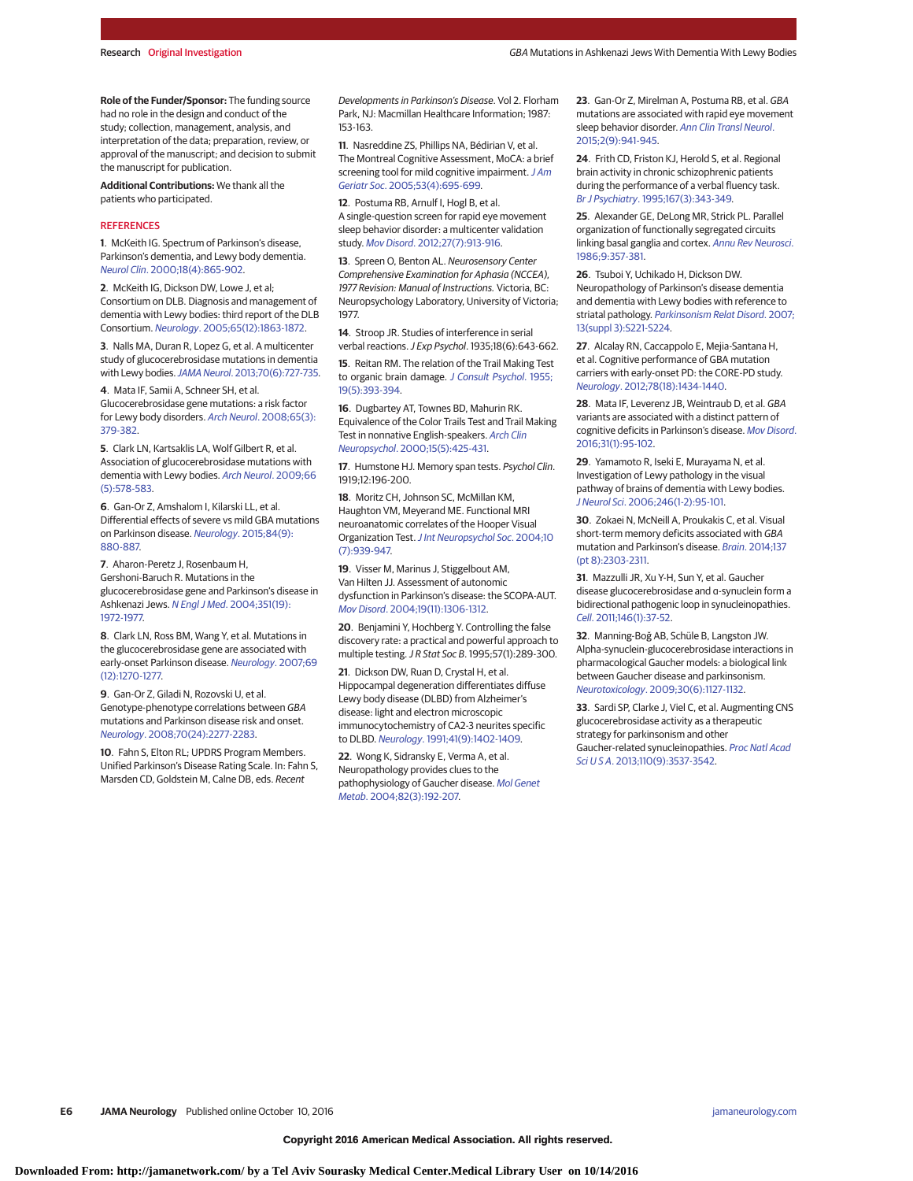**Role of the Funder/Sponsor:** The funding source had no role in the design and conduct of the study; collection, management, analysis, and interpretation of the data; preparation, review, or approval of the manuscript; and decision to submit the manuscript for publication.

**Additional Contributions:** We thank all the patients who participated.

## REFERENCES

1. McKeith IG. Spectrum of Parkinson's disease, Parkinson's dementia, and Lewy body dementia. *Neurol Clin*. 2000;18(4):865-902.

2. McKeith IG, Dickson DW, Lowe J, et al; Consortium on DLB. Diagnosis and management of dementia with Lewy bodies: third report of the DLB Consortium. *Neurology*. 2005;65(12):1863-1872.

3. Nalls MA, Duran R, Lopez G, et al. A multicenter study of glucocerebrosidase mutations in dementia with Lewy bodies. *JAMA Neurol*. 2013;70(6):727-735.

4. Mata IF, Samii A, Schneer SH, et al. Glucocerebrosidase gene mutations: a risk factor for Lewy body disorders. *Arch Neurol*. 2008;65(3):379-382.

5. Clark LN, Kartsaklis LA, Wolf Gilbert R, et al. Association of glucocerebrosidase mutations with dementia with Lewy bodies. *Arch Neurol*. 2009;66(5):578-583.

6. Gan-Or Z, Amshalom I, Kilarski LL, et al. Differential effects of severe vs mild GBA mutations on Parkinson disease. *Neurology*. 2015;84(9):880-887.

7. Aharon-Peretz J, Rosenbaum H, Gershoni-Baruch R. Mutations in the glucocerebrosidase gene and Parkinson's disease in Ashkenazi Jews. *N Engl J Med*. 2004;351(19):1972-1977.

8. Clark LN, Ross BM, Wang Y, et al. Mutations in the glucocerebrosidase gene are associated with early-onset Parkinson disease. *Neurology*. 2007;69(12):1270-1277.

9. Gan-Or Z, Giladi N, Rozovski U, et al. Genotype-phenotype correlations between *GBA* mutations and Parkinson disease risk and onset. *Neurology*. 2008;70(24):2277-2283.

10. Fahn S, Elton RL; UPDRS Program Members. Unified Parkinson's Disease Rating Scale. In: Fahn S, Marsden CD, Goldstein M, Calne DB, eds. *Recent Developments in Parkinson's Disease*. Vol 2. Florham Park, NJ: Macmillan Healthcare Information; 1987:153-163.

11. Nasreddine ZS, Phillips NA, Bédirian V, et al. The Montreal Cognitive Assessment, MoCA: a brief screening tool for mild cognitive impairment. *J Am Geriatr Soc*. 2005;53(4):695-699.

12. Postuma RB, Arnulf I, Hogl B, et al. A single-question screen for rapid eye movement sleep behavior disorder: a multicenter validation study. *Mov Disord*. 2012;27(7):913-916.

13. Spreen O, Benton AL. *Neurosensory Center Comprehensive Examination for Aphasia (NCCEA), 1977 Revision: Manual of Instructions*. Victoria, BC: Neuropsychology Laboratory, University of Victoria; 1977.

14. Stroop JR. Studies of interference in serial verbal reactions. *J Exp Psychol*. 1935;18(6):643-662.

15. Reitan RM. The relation of the Trail Making Test to organic brain damage. *J Consult Psychol*. 1955;19(5):393-394.

16. Dugbartey AT, Townes BD, Mahurin RK. Equivalence of the Color Trails Test and Trail Making Test in nonnative English-speakers. *Arch Clin Neuropsychol*. 2000;15(5):425-431.

17. Humstone HJ. Memory span tests. *Psychol Clin*. 1919;12:196-200.

18. Moritz CH, Johnson SC, McMillan KM, Haughton VM, Meyerand ME. Functional MRI neuroanatomic correlates of the Hooper Visual Organization Test. *J Int Neuropsychol Soc*. 2004;10(7):939-947.

19. Visser M, Marinus J, Stiggelbout AM, Van Hilten JJ. Assessment of autonomic dysfunction in Parkinson's disease: the SCOPA-AUT. *Mov Disord*. 2004;19(11):1306-1312.

20. Benjamini Y, Hochberg Y. Controlling the false discovery rate: a practical and powerful approach to multiple testing. *J R Stat Soc B*. 1995;57(1):289-300.

21. Dickson DW, Ruan D, Crystal H, et al. Hippocampal degeneration differentiates diffuse Lewy body disease (DLBD) from Alzheimer's disease: light and electron microscopic immunocytochemistry of CA2-3 neurites specific to DLBD. *Neurology*. 1991;41(9):1402-1409.

22. Wong K, Sidransky E, Verma A, et al. Neuropathology provides clues to the pathophysiology of Gaucher disease. *Mol Genet Metab*. 2004;82(3):192-207.

23. Gan-Or Z, Mirelman A, Postuma RB, et al. *GBA* mutations are associated with rapid eye movement sleep behavior disorder. *Ann Clin Transl Neurol*. 2015;2(9):941-945.

24. Frith CD, Friston KJ, Herold S, et al. Regional brain activity in chronic schizophrenic patients during the performance of a verbal fluency task. *Br J Psychiatry*. 1995;167(3):343-349.

25. Alexander GE, DeLong MR, Strick PL. Parallel organization of functionally segregated circuits linking basal ganglia and cortex. *Annu Rev Neurosci*. 1986;9:357-381.

26. Tsuboi Y, Uchikado H, Dickson DW. Neuropathology of Parkinson's disease dementia and dementia with Lewy bodies with reference to striatal pathology. *Parkinsonism Relat Disord*. 2007;13(suppl 3):S221-S224.

27. Alcalay RN, Caccappolo E, Mejia-Santana H, et al. Cognitive performance of GBA mutation carriers with early-onset PD: the CORE-PD study. *Neurology*. 2012;78(18):1434-1440.

28. Mata IF, Leverenz JB, Weintraub D, et al. *GBA* variants are associated with a distinct pattern of cognitive deficits in Parkinson's disease. *Mov Disord*. 2016;31(1):95-102.

29. Yamamoto R, Iseki E, Murayama N, et al. Investigation of Lewy pathology in the visual pathway of brains of dementia with Lewy bodies. *J Neurol Sci*. 2006;246(1-2):95-101.

30. Zokaei N, McNeill A, Proukakis C, et al. Visual short-term memory deficits associated with *GBA* mutation and Parkinson's disease. *Brain*. 2014;137(pt 8):2303-2311.

31. Mazzulli JR, Xu Y-H, Sun Y, et al. Gaucher disease glucocerebrosidase and α-synuclein form a bidirectional pathogenic loop in synucleinopathies. *Cell*. 2011;146(1):37-52.

32. Manning-Boğ AB, Schüle B, Langston JW. Alpha-synuclein-glucocerebrosidase interactions in pharmacological Gaucher models: a biological link between Gaucher disease and parkinsonism. *Neurotoxicology*. 2009;30(6):1127-1132.

33. Sardi SP, Clarke J, Viel C, et al. Augmenting CNS glucocerebrosidase activity as a therapeutic strategy for parkinsonism and other Gaucher-related synucleinopathies. *Proc Natl Acad Sci U S A*. 2013;110(9):3537-3542.